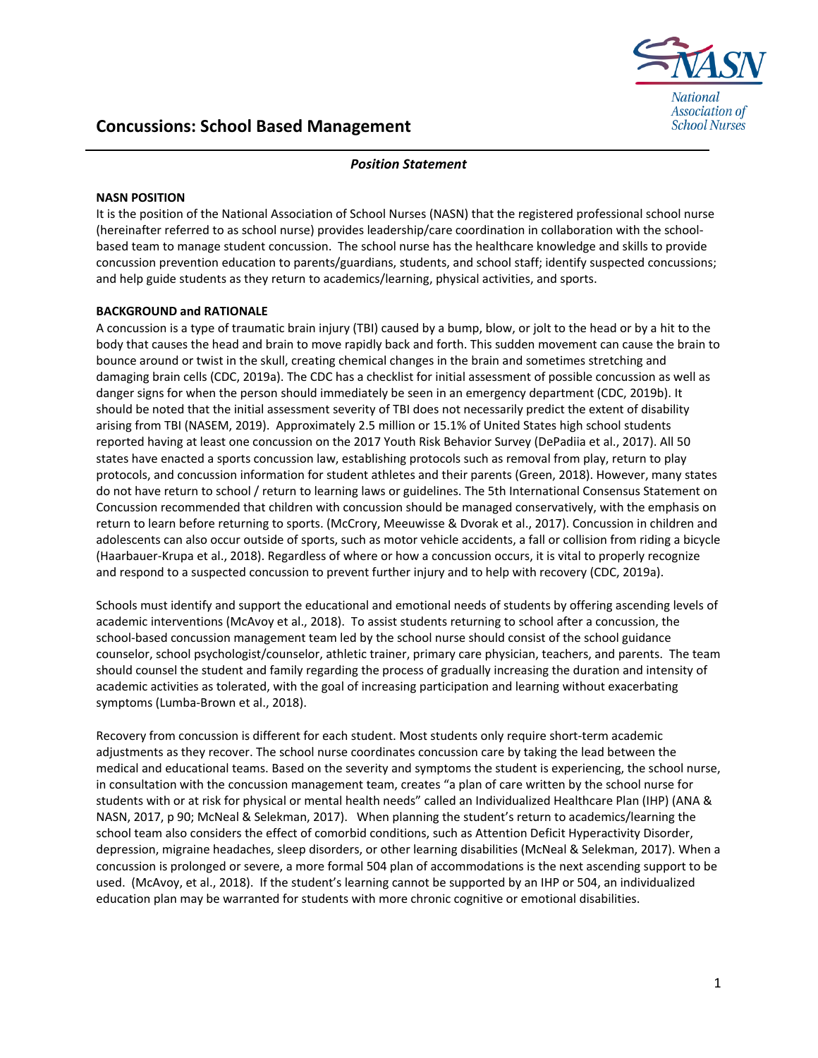# Concussions: School Based Management

***Position Statement***

**NASN POSITION**

It is the position of the National Association of School Nurses (NASN) that the registered professional school nurse (hereinafter referred to as school nurse) provides leadership/care coordination in collaboration with the school-based team to manage student concussion. The school nurse has the healthcare knowledge and skills to provide concussion prevention education to parents/guardians, students, and school staff; identify suspected concussions; and help guide students as they return to academics/learning, physical activities, and sports.

**BACKGROUND and RATIONALE**

A concussion is a type of traumatic brain injury (TBI) caused by a bump, blow, or jolt to the head or by a hit to the body that causes the head and brain to move rapidly back and forth. This sudden movement can cause the brain to bounce around or twist in the skull, creating chemical changes in the brain and sometimes stretching and damaging brain cells (CDC, 2019a). The CDC has a checklist for initial assessment of possible concussion as well as danger signs for when the person should immediately be seen in an emergency department (CDC, 2019b). It should be noted that the initial assessment severity of TBI does not necessarily predict the extent of disability arising from TBI (NASEM, 2019). Approximately 2.5 million or 15.1% of United States high school students reported having at least one concussion on the 2017 Youth Risk Behavior Survey (DePadiia et al., 2017). All 50 states have enacted a sports concussion law, establishing protocols such as removal from play, return to play protocols, and concussion information for student athletes and their parents (Green, 2018). However, many states do not have return to school / return to learning laws or guidelines. The 5th International Consensus Statement on Concussion recommended that children with concussion should be managed conservatively, with the emphasis on return to learn before returning to sports. (McCrory, Meeuwisse & Dvorak et al., 2017). Concussion in children and adolescents can also occur outside of sports, such as motor vehicle accidents, a fall or collision from riding a bicycle (Haarbauer-Krupa et al., 2018). Regardless of where or how a concussion occurs, it is vital to properly recognize and respond to a suspected concussion to prevent further injury and to help with recovery (CDC, 2019a).

Schools must identify and support the educational and emotional needs of students by offering ascending levels of academic interventions (McAvoy et al., 2018). To assist students returning to school after a concussion, the school-based concussion management team led by the school nurse should consist of the school guidance counselor, school psychologist/counselor, athletic trainer, primary care physician, teachers, and parents. The team should counsel the student and family regarding the process of gradually increasing the duration and intensity of academic activities as tolerated, with the goal of increasing participation and learning without exacerbating symptoms (Lumba-Brown et al., 2018).

Recovery from concussion is different for each student. Most students only require short-term academic adjustments as they recover. The school nurse coordinates concussion care by taking the lead between the medical and educational teams. Based on the severity and symptoms the student is experiencing, the school nurse, in consultation with the concussion management team, creates "a plan of care written by the school nurse for students with or at risk for physical or mental health needs" called an Individualized Healthcare Plan (IHP) (ANA & NASN, 2017, p 90; McNeal & Selekman, 2017). When planning the student's return to academics/learning the school team also considers the effect of comorbid conditions, such as Attention Deficit Hyperactivity Disorder, depression, migraine headaches, sleep disorders, or other learning disabilities (McNeal & Selekman, 2017). When a concussion is prolonged or severe, a more formal 504 plan of accommodations is the next ascending support to be used. (McAvoy, et al., 2018). If the student's learning cannot be supported by an IHP or 504, an individualized education plan may be warranted for students with more chronic cognitive or emotional disabilities.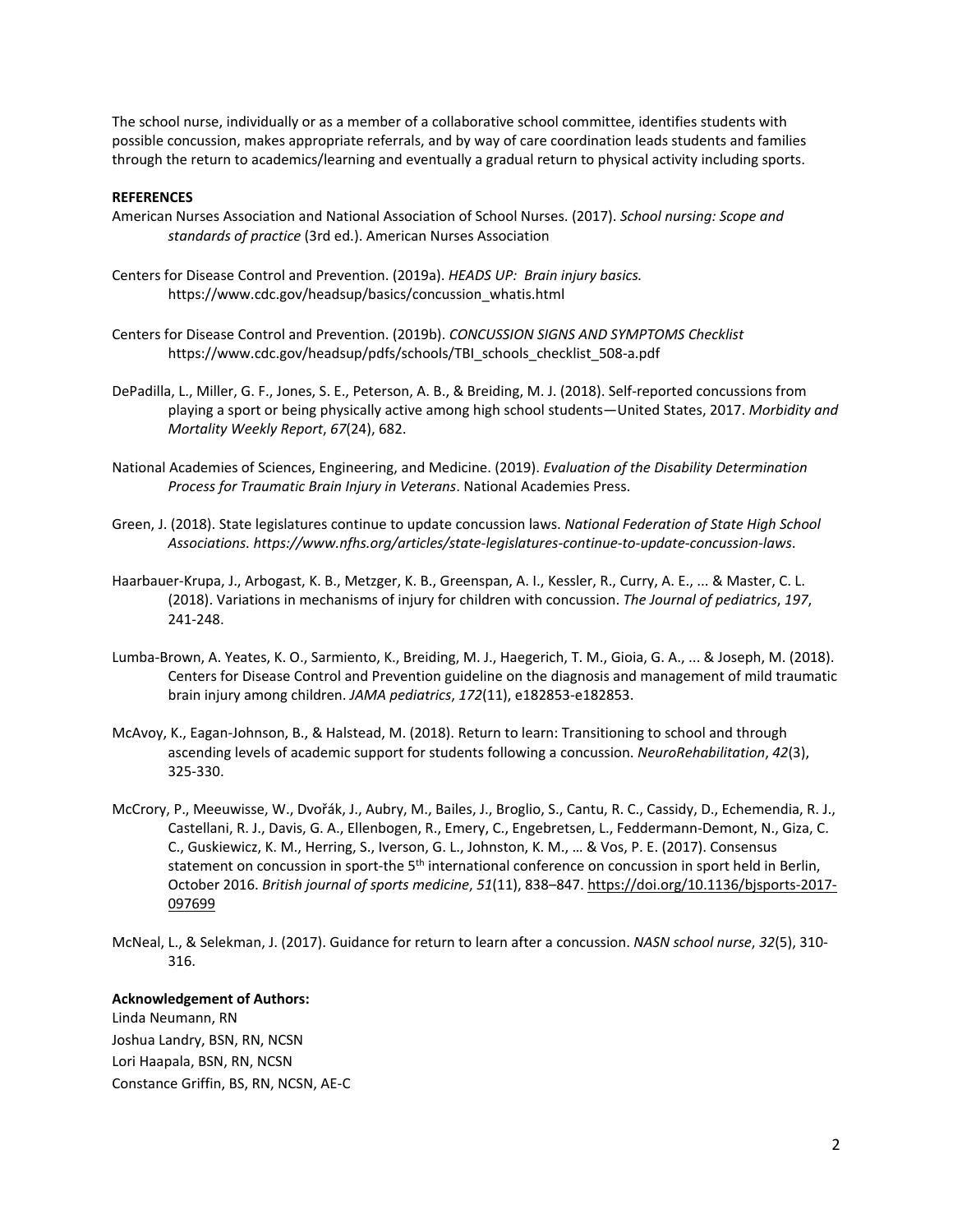The school nurse, individually or as a member of a collaborative school committee, identifies students with possible concussion, makes appropriate referrals, and by way of care coordination leads students and families through the return to academics/learning and eventually a gradual return to physical activity including sports.

**REFERENCES**

American Nurses Association and National Association of School Nurses. (2017). *School nursing: Scope and standards of practice* (3rd ed.). American Nurses Association

Centers for Disease Control and Prevention. (2019a). *HEADS UP: Brain injury basics.* https://www.cdc.gov/headsup/basics/concussion_whatis.html

Centers for Disease Control and Prevention. (2019b). *CONCUSSION SIGNS AND SYMPTOMS Checklist* https://www.cdc.gov/headsup/pdfs/schools/TBI_schools_checklist_508-a.pdf

DePadilla, L., Miller, G. F., Jones, S. E., Peterson, A. B., & Breiding, M. J. (2018). Self-reported concussions from playing a sport or being physically active among high school students—United States, 2017. *Morbidity and Mortality Weekly Report*, *67*(24), 682.

National Academies of Sciences, Engineering, and Medicine. (2019). *Evaluation of the Disability Determination Process for Traumatic Brain Injury in Veterans*. National Academies Press.

Green, J. (2018). State legislatures continue to update concussion laws. *National Federation of State High School Associations. https://www.nfhs.org/articles/state-legislatures-continue-to-update-concussion-laws*.

Haarbauer-Krupa, J., Arbogast, K. B., Metzger, K. B., Greenspan, A. I., Kessler, R., Curry, A. E., ... & Master, C. L. (2018). Variations in mechanisms of injury for children with concussion. *The Journal of pediatrics*, *197*, 241-248.

Lumba-Brown, A. Yeates, K. O., Sarmiento, K., Breiding, M. J., Haegerich, T. M., Gioia, G. A., ... & Joseph, M. (2018). Centers for Disease Control and Prevention guideline on the diagnosis and management of mild traumatic brain injury among children. *JAMA pediatrics*, *172*(11), e182853-e182853.

McAvoy, K., Eagan-Johnson, B., & Halstead, M. (2018). Return to learn: Transitioning to school and through ascending levels of academic support for students following a concussion. *NeuroRehabilitation*, *42*(3), 325-330.

McCrory, P., Meeuwisse, W., Dvořák, J., Aubry, M., Bailes, J., Broglio, S., Cantu, R. C., Cassidy, D., Echemendia, R. J., Castellani, R. J., Davis, G. A., Ellenbogen, R., Emery, C., Engebretsen, L., Feddermann-Demont, N., Giza, C. C., Guskiewicz, K. M., Herring, S., Iverson, G. L., Johnston, K. M., … & Vos, P. E. (2017). Consensus statement on concussion in sport-the 5th international conference on concussion in sport held in Berlin, October 2016. *British journal of sports medicine*, *51*(11), 838–847. https://doi.org/10.1136/bjsports-2017-097699

McNeal, L., & Selekman, J. (2017). Guidance for return to learn after a concussion. *NASN school nurse*, *32*(5), 310-316.

**Acknowledgement of Authors:**

Linda Neumann, RN
Joshua Landry, BSN, RN, NCSN
Lori Haapala, BSN, RN, NCSN
Constance Griffin, BS, RN, NCSN, AE-C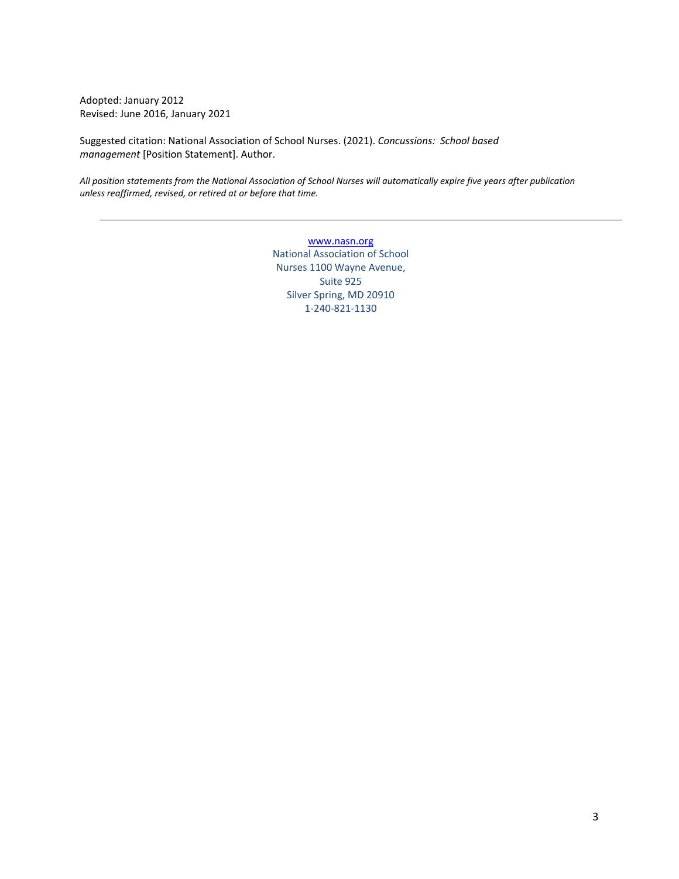Adopted: January 2012
Revised: June 2016, January 2021

Suggested citation: National Association of School Nurses. (2021). *Concussions: School based management* [Position Statement]. Author.

*All position statements from the National Association of School Nurses will automatically expire five years after publication unless reaffirmed, revised, or retired at or before that time.*

---

www.nasn.org
National Association of School Nurses 1100 Wayne Avenue, Suite 925
Silver Spring, MD 20910
1-240-821-1130